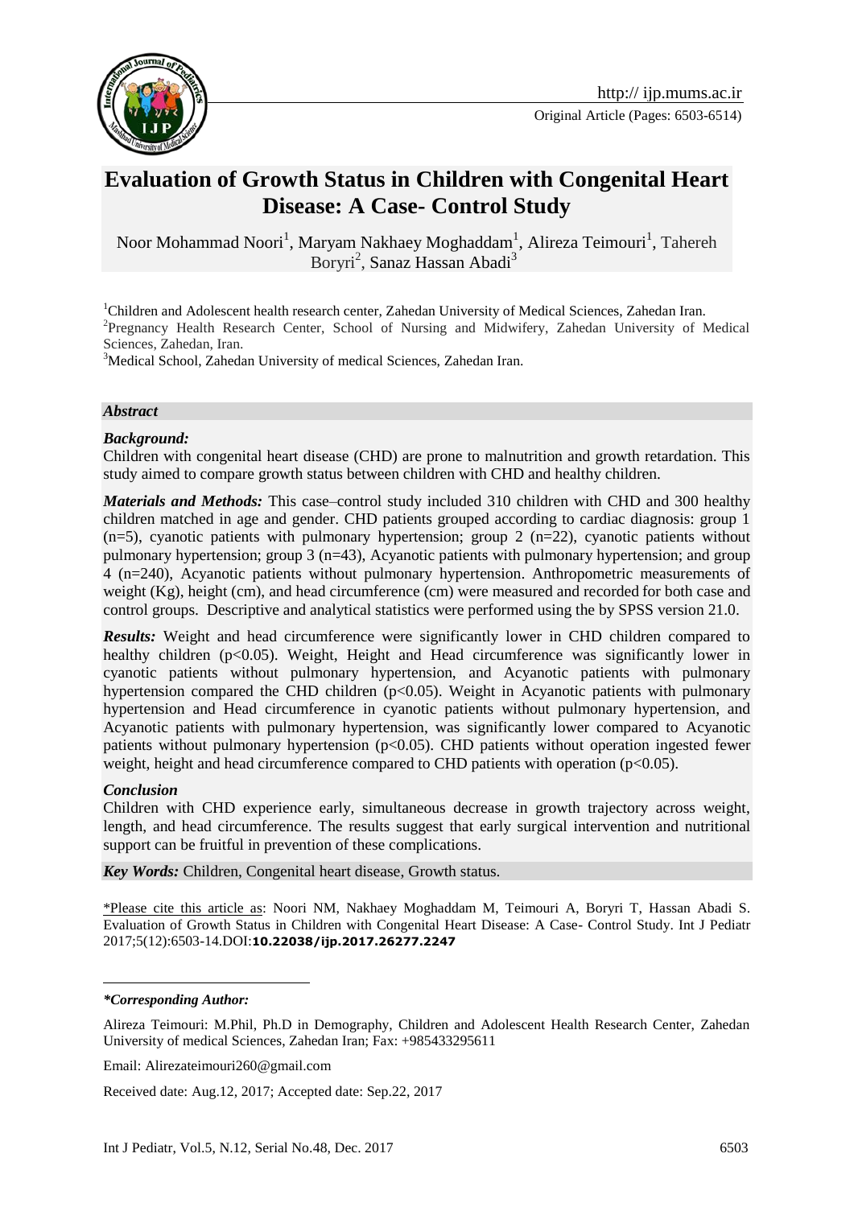http:// ijp.mums.ac.ir

Original Article (Pages: 6503-6514)

# Evaluation of Growth Status in Children with Congenital Heart Disease: A Case- Control Study

Noor Mohammad Noori[1], Maryam Nakhaey Moghaddam[1], Alireza Teimouri[1], Tahereh Boryri[2], Sanaz Hassan Abadi[3]

[1]Children and Adolescent health research center, Zahedan University of Medical Sciences, Zahedan Iran.
[2]Pregnancy Health Research Center, School of Nursing and Midwifery, Zahedan University of Medical Sciences, Zahedan, Iran.
[3]Medical School, Zahedan University of medical Sciences, Zahedan Iran.

### *Abstract*

***Background:***
Children with congenital heart disease (CHD) are prone to malnutrition and growth retardation. This study aimed to compare growth status between children with CHD and healthy children.

***Materials and Methods:*** This case–control study included 310 children with CHD and 300 healthy children matched in age and gender. CHD patients grouped according to cardiac diagnosis: group 1 (n=5), cyanotic patients with pulmonary hypertension; group 2 (n=22), cyanotic patients without pulmonary hypertension; group 3 (n=43), Acyanotic patients with pulmonary hypertension; and group 4 (n=240), Acyanotic patients without pulmonary hypertension. Anthropometric measurements of weight (Kg), height (cm), and head circumference (cm) were measured and recorded for both case and control groups. Descriptive and analytical statistics were performed using the by SPSS version 21.0.

***Results:*** Weight and head circumference were significantly lower in CHD children compared to healthy children ($p<0.05$). Weight, Height and Head circumference was significantly lower in cyanotic patients without pulmonary hypertension, and Acyanotic patients with pulmonary hypertension compared the CHD children ($p<0.05$). Weight in Acyanotic patients with pulmonary hypertension and Head circumference in cyanotic patients without pulmonary hypertension, and Acyanotic patients with pulmonary hypertension, was significantly lower compared to Acyanotic patients without pulmonary hypertension ($p<0.05$). CHD patients without operation ingested fewer weight, height and head circumference compared to CHD patients with operation ($p<0.05$).

***Conclusion***
Children with CHD experience early, simultaneous decrease in growth trajectory across weight, length, and head circumference. The results suggest that early surgical intervention and nutritional support can be fruitful in prevention of these complications.

***Key Words:*** Children, Congenital heart disease, Growth status.

*Please cite this article as: Noori NM, Nakhaey Moghaddam M, Teimouri A, Boryri T, Hassan Abadi S. Evaluation of Growth Status in Children with Congenital Heart Disease: A Case- Control Study. Int J Pediatr 2017;5(12):6503-14.DOI:**10.22038/ijp.2017.26277.2247**

***Corresponding Author:***

Alireza Teimouri: M.Phil, Ph.D in Demography, Children and Adolescent Health Research Center, Zahedan University of medical Sciences, Zahedan Iran; Fax: +985433295611

Email: Alirezateimouri260@gmail.com

Received date: Aug.12, 2017; Accepted date: Sep.22, 2017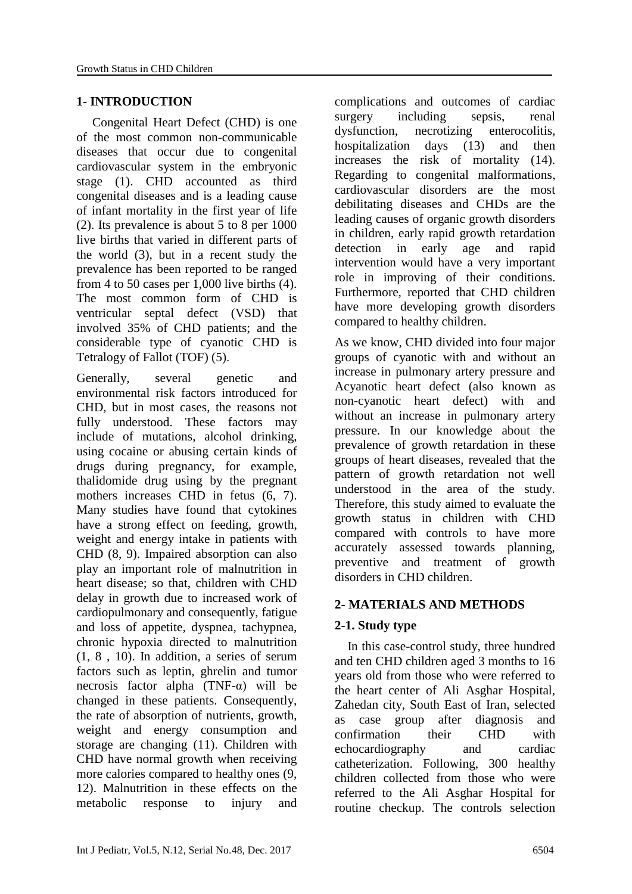## 1- INTRODUCTION

Congenital Heart Defect (CHD) is one of the most common non-communicable diseases that occur due to congenital cardiovascular system in the embryonic stage (1). CHD accounted as third congenital diseases and is a leading cause of infant mortality in the first year of life (2). Its prevalence is about 5 to 8 per 1000 live births that varied in different parts of the world (3), but in a recent study the prevalence has been reported to be ranged from 4 to 50 cases per 1,000 live births (4). The most common form of CHD is ventricular septal defect (VSD) that involved 35% of CHD patients; and the considerable type of cyanotic CHD is Tetralogy of Fallot (TOF) (5).

Generally, several genetic and environmental risk factors introduced for CHD, but in most cases, the reasons not fully understood. These factors may include of mutations, alcohol drinking, using cocaine or abusing certain kinds of drugs during pregnancy, for example, thalidomide drug using by the pregnant mothers increases CHD in fetus (6, 7). Many studies have found that cytokines have a strong effect on feeding, growth, weight and energy intake in patients with CHD (8, 9). Impaired absorption can also play an important role of malnutrition in heart disease; so that, children with CHD delay in growth due to increased work of cardiopulmonary and consequently, fatigue and loss of appetite, dyspnea, tachypnea, chronic hypoxia directed to malnutrition (1, 8 , 10). In addition, a series of serum factors such as leptin, ghrelin and tumor necrosis factor alpha (TNF-α) will be changed in these patients. Consequently, the rate of absorption of nutrients, growth, weight and energy consumption and storage are changing (11). Children with CHD have normal growth when receiving more calories compared to healthy ones (9, 12). Malnutrition in these effects on the metabolic response to injury and complications and outcomes of cardiac surgery including sepsis, renal dysfunction, necrotizing enterocolitis, hospitalization days (13) and then increases the risk of mortality (14). Regarding to congenital malformations, cardiovascular disorders are the most debilitating diseases and CHDs are the leading causes of organic growth disorders in children, early rapid growth retardation detection in early age and rapid intervention would have a very important role in improving of their conditions. Furthermore, reported that CHD children have more developing growth disorders compared to healthy children.

As we know, CHD divided into four major groups of cyanotic with and without an increase in pulmonary artery pressure and Acyanotic heart defect (also known as non-cyanotic heart defect) with and without an increase in pulmonary artery pressure. In our knowledge about the prevalence of growth retardation in these groups of heart diseases, revealed that the pattern of growth retardation not well understood in the area of the study. Therefore, this study aimed to evaluate the growth status in children with CHD compared with controls to have more accurately assessed towards planning, preventive and treatment of growth disorders in CHD children.

## 2- MATERIALS AND METHODS

### 2-1. Study type

In this case-control study, three hundred and ten CHD children aged 3 months to 16 years old from those who were referred to the heart center of Ali Asghar Hospital, Zahedan city, South East of Iran, selected as case group after diagnosis and confirmation their CHD with echocardiography and cardiac catheterization. Following, 300 healthy children collected from those who were referred to the Ali Asghar Hospital for routine checkup. The controls selection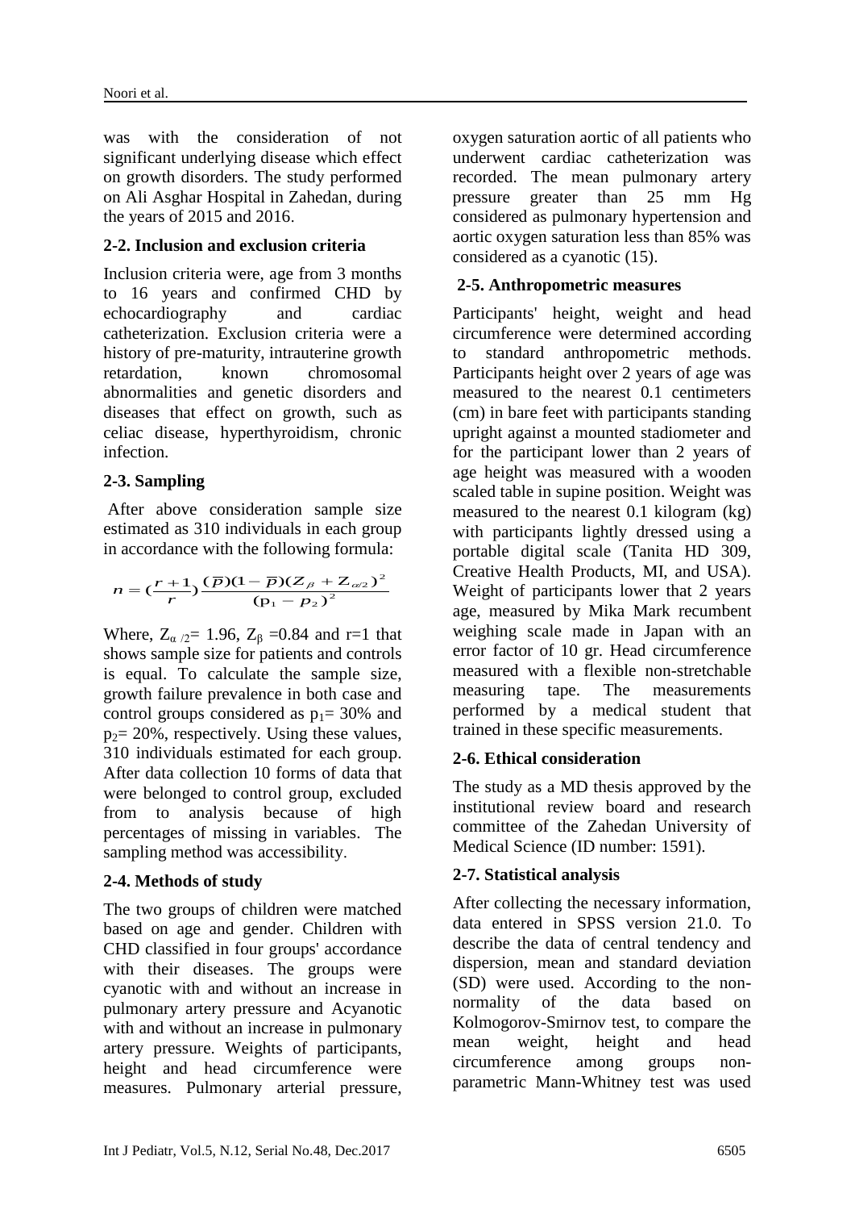was with the consideration of not significant underlying disease which effect on growth disorders. The study performed on Ali Asghar Hospital in Zahedan, during the years of 2015 and 2016.

### 2-2. Inclusion and exclusion criteria

Inclusion criteria were, age from 3 months to 16 years and confirmed CHD by echocardiography and cardiac catheterization. Exclusion criteria were a history of pre-maturity, intrauterine growth retardation, known chromosomal abnormalities and genetic disorders and diseases that effect on growth, such as celiac disease, hyperthyroidism, chronic infection.

### 2-3. Sampling

After above consideration sample size estimated as 310 individuals in each group in accordance with the following formula:

$$n = \left(\frac{r+1}{r}\right)\frac{(\overline{p})(1-\overline{p})(Z_{\beta}+Z_{\alpha/2})^2}{(p_1-p_2)^2}$$

Where, $Z_{\alpha/2}$= 1.96, $Z_{\beta}$ =0.84 and r=1 that shows sample size for patients and controls is equal. To calculate the sample size, growth failure prevalence in both case and control groups considered as $p_1$= 30% and $p_2$= 20%, respectively. Using these values, 310 individuals estimated for each group. After data collection 10 forms of data that were belonged to control group, excluded from to analysis because of high percentages of missing in variables. The sampling method was accessibility.

### 2-4. Methods of study

The two groups of children were matched based on age and gender. Children with CHD classified in four groups' accordance with their diseases. The groups were cyanotic with and without an increase in pulmonary artery pressure and Acyanotic with and without an increase in pulmonary artery pressure. Weights of participants, height and head circumference were measures. Pulmonary arterial pressure, oxygen saturation aortic of all patients who underwent cardiac catheterization was recorded. The mean pulmonary artery pressure greater than 25 mm Hg considered as pulmonary hypertension and aortic oxygen saturation less than 85% was considered as a cyanotic (15).

### 2-5. Anthropometric measures

Participants' height, weight and head circumference were determined according to standard anthropometric methods. Participants height over 2 years of age was measured to the nearest 0.1 centimeters (cm) in bare feet with participants standing upright against a mounted stadiometer and for the participant lower than 2 years of age height was measured with a wooden scaled table in supine position. Weight was measured to the nearest 0.1 kilogram (kg) with participants lightly dressed using a portable digital scale (Tanita HD 309, Creative Health Products, MI, and USA). Weight of participants lower that 2 years age, measured by Mika Mark recumbent weighing scale made in Japan with an error factor of 10 gr. Head circumference measured with a flexible non-stretchable measuring tape. The measurements performed by a medical student that trained in these specific measurements.

### 2-6. Ethical consideration

The study as a MD thesis approved by the institutional review board and research committee of the Zahedan University of Medical Science (ID number: 1591).

### 2-7. Statistical analysis

After collecting the necessary information, data entered in SPSS version 21.0. To describe the data of central tendency and dispersion, mean and standard deviation (SD) were used. According to the non-normality of the data based on Kolmogorov-Smirnov test, to compare the mean weight, height and head circumference among groups non-parametric Mann-Whitney test was used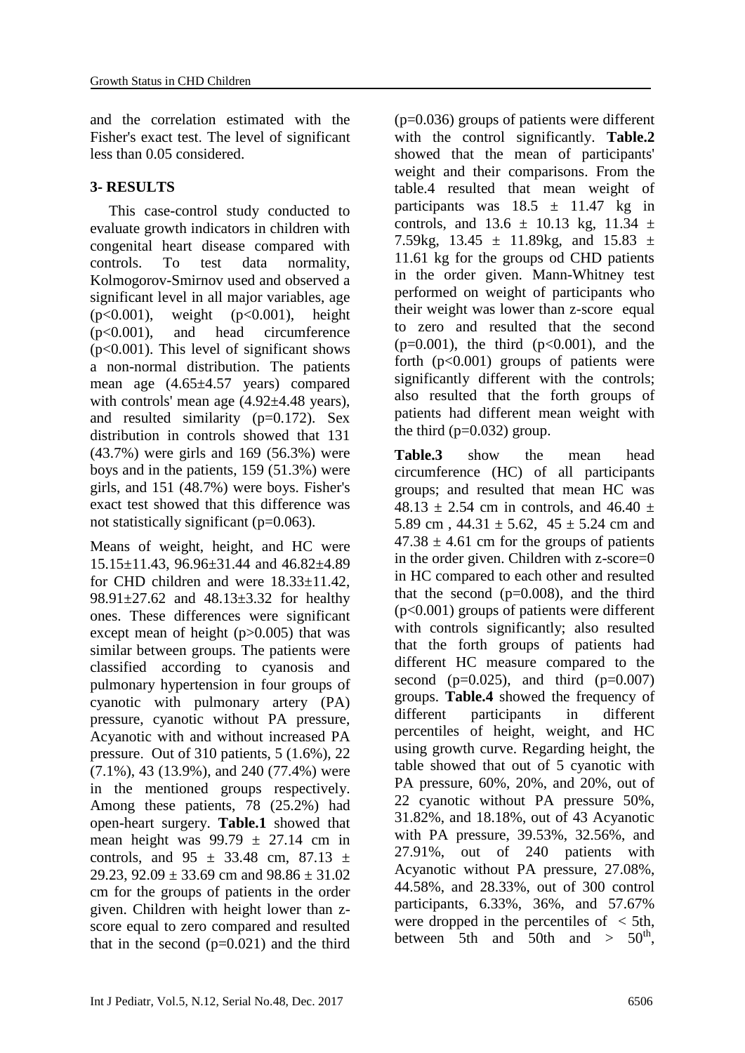and the correlation estimated with the Fisher's exact test. The level of significant less than 0.05 considered.

## 3- RESULTS

This case-control study conducted to evaluate growth indicators in children with congenital heart disease compared with controls. To test data normality, Kolmogorov-Smirnov used and observed a significant level in all major variables, age ($p<0.001$), weight ($p<0.001$), height ($p<0.001$), and head circumference ($p<0.001$). This level of significant shows a non-normal distribution. The patients mean age (4.65±4.57 years) compared with controls' mean age (4.92±4.48 years), and resulted similarity ($p=0.172$). Sex distribution in controls showed that 131 (43.7%) were girls and 169 (56.3%) were boys and in the patients, 159 (51.3%) were girls, and 151 (48.7%) were boys. Fisher's exact test showed that this difference was not statistically significant ($p=0.063$).

Means of weight, height, and HC were 15.15±11.43, 96.96±31.44 and 46.82±4.89 for CHD children and were 18.33±11.42, 98.91±27.62 and 48.13±3.32 for healthy ones. These differences were significant except mean of height ($p>0.005$) that was similar between groups. The patients were classified according to cyanosis and pulmonary hypertension in four groups of cyanotic with pulmonary artery (PA) pressure, cyanotic without PA pressure, Acyanotic with and without increased PA pressure. Out of 310 patients, 5 (1.6%), 22 (7.1%), 43 (13.9%), and 240 (77.4%) were in the mentioned groups respectively. Among these patients, 78 (25.2%) had open-heart surgery. **Table.1** showed that mean height was 99.79 ± 27.14 cm in controls, and 95 ± 33.48 cm, 87.13 ± 29.23, 92.09 ± 33.69 cm and 98.86 ± 31.02 cm for the groups of patients in the order given. Children with height lower than z-score equal to zero compared and resulted that in the second ($p=0.021$) and the third ($p=0.036$) groups of patients were different with the control significantly. **Table.2** showed that the mean of participants' weight and their comparisons. From the table.4 resulted that mean weight of participants was 18.5 ± 11.47 kg in controls, and 13.6 ± 10.13 kg, 11.34 ± 7.59kg, 13.45 ± 11.89kg, and 15.83 ± 11.61 kg for the groups od CHD patients in the order given. Mann-Whitney test performed on weight of participants who their weight was lower than z-score equal to zero and resulted that the second ($p=0.001$), the third ($p<0.001$), and the forth ($p<0.001$) groups of patients were significantly different with the controls; also resulted that the forth groups of patients had different mean weight with the third ($p=0.032$) group.

**Table.3** show the mean head circumference (HC) of all participants groups; and resulted that mean HC was 48.13 ± 2.54 cm in controls, and 46.40 ± 5.89 cm , 44.31 ± 5.62, 45 ± 5.24 cm and 47.38 ± 4.61 cm for the groups of patients in the order given. Children with z-score=0 in HC compared to each other and resulted that the second ($p=0.008$), and the third ($p<0.001$) groups of patients were different with controls significantly; also resulted that the forth groups of patients had different HC measure compared to the second ($p=0.025$), and third ($p=0.007$) groups. **Table.4** showed the frequency of different participants in different percentiles of height, weight, and HC using growth curve. Regarding height, the table showed that out of 5 cyanotic with PA pressure, 60%, 20%, and 20%, out of 22 cyanotic without PA pressure 50%, 31.82%, and 18.18%, out of 43 Acyanotic with PA pressure, 39.53%, 32.56%, and 27.91%, out of 240 patients with Acyanotic without PA pressure, 27.08%, 44.58%, and 28.33%, out of 300 control participants, 6.33%, 36%, and 57.67% were dropped in the percentiles of < 5th, between 5th and 50th and > 50$^{th}$,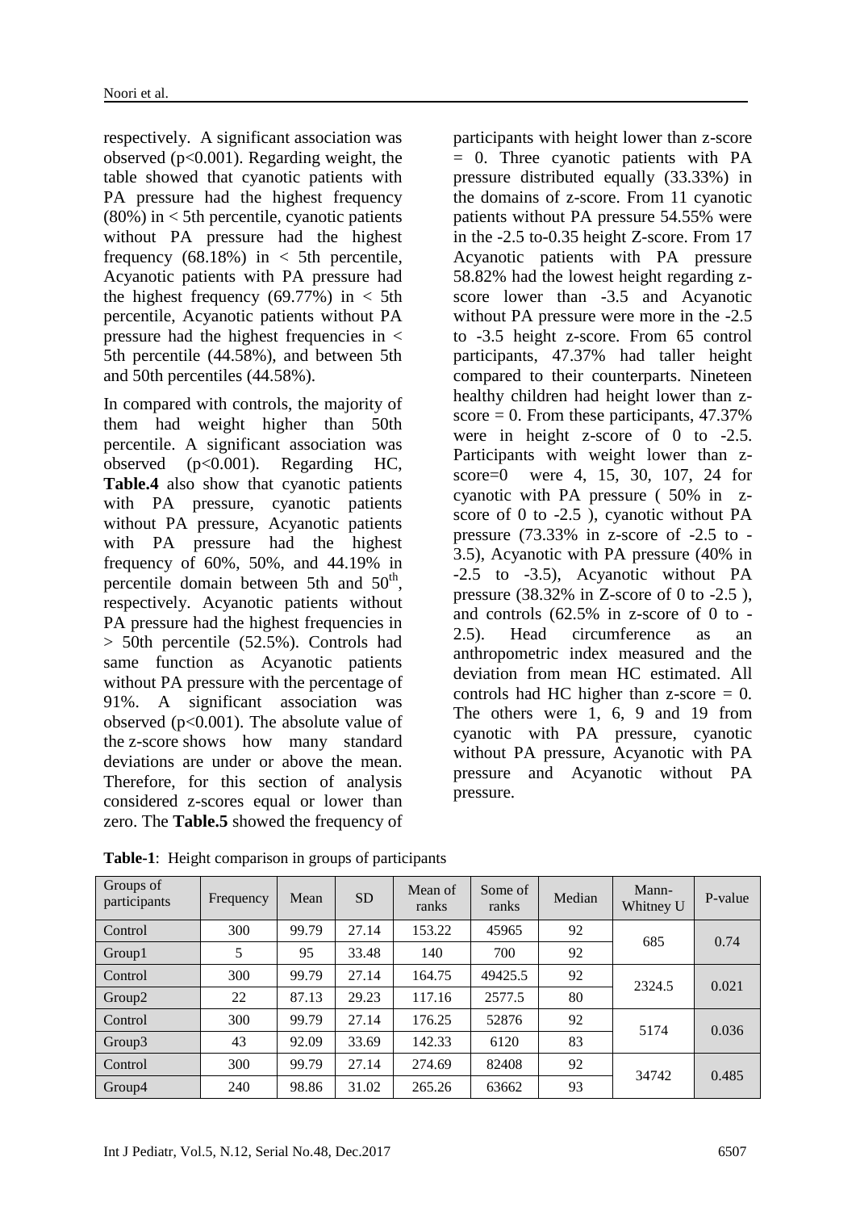respectively. A significant association was observed ($p<0.001$). Regarding weight, the table showed that cyanotic patients with PA pressure had the highest frequency (80%) in < 5th percentile, cyanotic patients without PA pressure had the highest frequency (68.18%) in < 5th percentile, Acyanotic patients with PA pressure had the highest frequency (69.77%) in < 5th percentile, Acyanotic patients without PA pressure had the highest frequencies in < 5th percentile (44.58%), and between 5th and 50th percentiles (44.58%).

In compared with controls, the majority of them had weight higher than 50th percentile. A significant association was observed ($p<0.001$). Regarding HC, **Table.4** also show that cyanotic patients with PA pressure, cyanotic patients without PA pressure, Acyanotic patients with PA pressure had the highest frequency of 60%, 50%, and 44.19% in percentile domain between 5th and 50$^{th}$, respectively. Acyanotic patients without PA pressure had the highest frequencies in > 50th percentile (52.5%). Controls had same function as Acyanotic patients without PA pressure with the percentage of 91%. A significant association was observed ($p<0.001$). The absolute value of the z-score shows how many standard deviations are under or above the mean. Therefore, for this section of analysis considered z-scores equal or lower than zero. The **Table.5** showed the frequency of participants with height lower than z-score = 0. Three cyanotic patients with PA pressure distributed equally (33.33%) in the domains of z-score. From 11 cyanotic patients without PA pressure 54.55% were in the -2.5 to-0.35 height Z-score. From 17 Acyanotic patients with PA pressure 58.82% had the lowest height regarding z-score lower than -3.5 and Acyanotic without PA pressure were more in the -2.5 to -3.5 height z-score. From 65 control participants, 47.37% had taller height compared to their counterparts. Nineteen healthy children had height lower than z-score = 0. From these participants, 47.37% were in height z-score of 0 to -2.5. Participants with weight lower than z-score=0 were 4, 15, 30, 107, 24 for cyanotic with PA pressure ( 50% in z-score of 0 to -2.5 ), cyanotic without PA pressure (73.33% in z-score of -2.5 to -3.5), Acyanotic with PA pressure (40% in -2.5 to -3.5), Acyanotic without PA pressure (38.32% in Z-score of 0 to -2.5 ), and controls (62.5% in z-score of 0 to -2.5). Head circumference as an anthropometric index measured and the deviation from mean HC estimated. All controls had HC higher than z-score = 0. The others were 1, 6, 9 and 19 from cyanotic with PA pressure, cyanotic without PA pressure, Acyanotic with PA pressure and Acyanotic without PA pressure.

**Table-1**: Height comparison in groups of participants

| Groups of participants | Frequency | Mean | SD | Mean of ranks | Some of ranks | Median | Mann-Whitney U | P-value |
|---|---|---|---|---|---|---|---|---|
| Control | 300 | 99.79 | 27.14 | 153.22 | 45965 | 92 | 685 | 0.74 |
| Group1 | 5 | 95 | 33.48 | 140 | 700 | 92 | | |
| Control | 300 | 99.79 | 27.14 | 164.75 | 49425.5 | 92 | 2324.5 | 0.021 |
| Group2 | 22 | 87.13 | 29.23 | 117.16 | 2577.5 | 80 | | |
| Control | 300 | 99.79 | 27.14 | 176.25 | 52876 | 92 | 5174 | 0.036 |
| Group3 | 43 | 92.09 | 33.69 | 142.33 | 6120 | 83 | | |
| Control | 300 | 99.79 | 27.14 | 274.69 | 82408 | 92 | 34742 | 0.485 |
| Group4 | 240 | 98.86 | 31.02 | 265.26 | 63662 | 93 | | |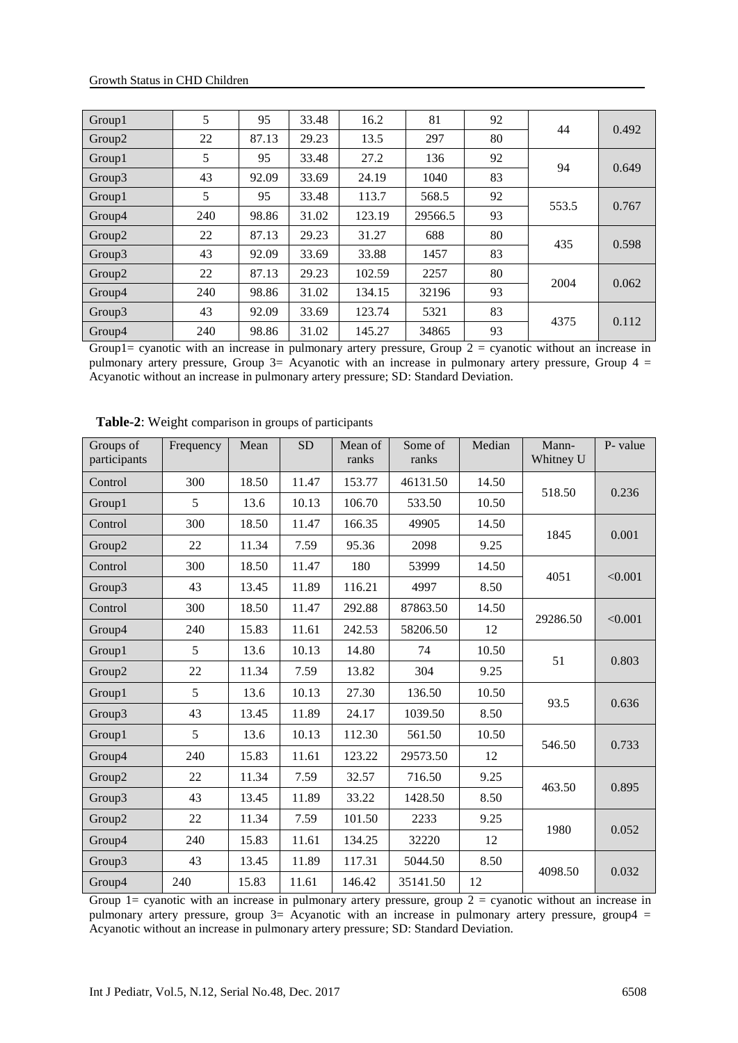| Group1 | 5 | 95 | 33.48 | 16.2 | 81 | 92 | 44 | 0.492 |
|---|---|---|---|---|---|---|---|---|
| Group2 | 22 | 87.13 | 29.23 | 13.5 | 297 | 80 | | |
| Group1 | 5 | 95 | 33.48 | 27.2 | 136 | 92 | 94 | 0.649 |
| Group3 | 43 | 92.09 | 33.69 | 24.19 | 1040 | 83 | | |
| Group1 | 5 | 95 | 33.48 | 113.7 | 568.5 | 92 | 553.5 | 0.767 |
| Group4 | 240 | 98.86 | 31.02 | 123.19 | 29566.5 | 93 | | |
| Group2 | 22 | 87.13 | 29.23 | 31.27 | 688 | 80 | 435 | 0.598 |
| Group3 | 43 | 92.09 | 33.69 | 33.88 | 1457 | 83 | | |
| Group2 | 22 | 87.13 | 29.23 | 102.59 | 2257 | 80 | 2004 | 0.062 |
| Group4 | 240 | 98.86 | 31.02 | 134.15 | 32196 | 93 | | |
| Group3 | 43 | 92.09 | 33.69 | 123.74 | 5321 | 83 | 4375 | 0.112 |
| Group4 | 240 | 98.86 | 31.02 | 145.27 | 34865 | 93 | | |

Group1= cyanotic with an increase in pulmonary artery pressure, Group 2 = cyanotic without an increase in pulmonary artery pressure, Group 3= Acyanotic with an increase in pulmonary artery pressure, Group 4 = Acyanotic without an increase in pulmonary artery pressure; SD: Standard Deviation.

**Table-2**: Weight comparison in groups of participants

| Groups of participants | Frequency | Mean | SD | Mean of ranks | Some of ranks | Median | Mann-Whitney U | P- value |
|---|---|---|---|---|---|---|---|---|
| Control | 300 | 18.50 | 11.47 | 153.77 | 46131.50 | 14.50 | 518.50 | 0.236 |
| Group1 | 5 | 13.6 | 10.13 | 106.70 | 533.50 | 10.50 | | |
| Control | 300 | 18.50 | 11.47 | 166.35 | 49905 | 14.50 | 1845 | 0.001 |
| Group2 | 22 | 11.34 | 7.59 | 95.36 | 2098 | 9.25 | | |
| Control | 300 | 18.50 | 11.47 | 180 | 53999 | 14.50 | 4051 | <0.001 |
| Group3 | 43 | 13.45 | 11.89 | 116.21 | 4997 | 8.50 | | |
| Control | 300 | 18.50 | 11.47 | 292.88 | 87863.50 | 14.50 | 29286.50 | <0.001 |
| Group4 | 240 | 15.83 | 11.61 | 242.53 | 58206.50 | 12 | | |
| Group1 | 5 | 13.6 | 10.13 | 14.80 | 74 | 10.50 | 51 | 0.803 |
| Group2 | 22 | 11.34 | 7.59 | 13.82 | 304 | 9.25 | | |
| Group1 | 5 | 13.6 | 10.13 | 27.30 | 136.50 | 10.50 | 93.5 | 0.636 |
| Group3 | 43 | 13.45 | 11.89 | 24.17 | 1039.50 | 8.50 | | |
| Group1 | 5 | 13.6 | 10.13 | 112.30 | 561.50 | 10.50 | 546.50 | 0.733 |
| Group4 | 240 | 15.83 | 11.61 | 123.22 | 29573.50 | 12 | | |
| Group2 | 22 | 11.34 | 7.59 | 32.57 | 716.50 | 9.25 | 463.50 | 0.895 |
| Group3 | 43 | 13.45 | 11.89 | 33.22 | 1428.50 | 8.50 | | |
| Group2 | 22 | 11.34 | 7.59 | 101.50 | 2233 | 9.25 | 1980 | 0.052 |
| Group4 | 240 | 15.83 | 11.61 | 134.25 | 32220 | 12 | | |
| Group3 | 43 | 13.45 | 11.89 | 117.31 | 5044.50 | 8.50 | 4098.50 | 0.032 |
| Group4 | 240 | 15.83 | 11.61 | 146.42 | 35141.50 | 12 | | |

Group 1= cyanotic with an increase in pulmonary artery pressure, group 2 = cyanotic without an increase in pulmonary artery pressure, group 3= Acyanotic with an increase in pulmonary artery pressure, group4 = Acyanotic without an increase in pulmonary artery pressure; SD: Standard Deviation.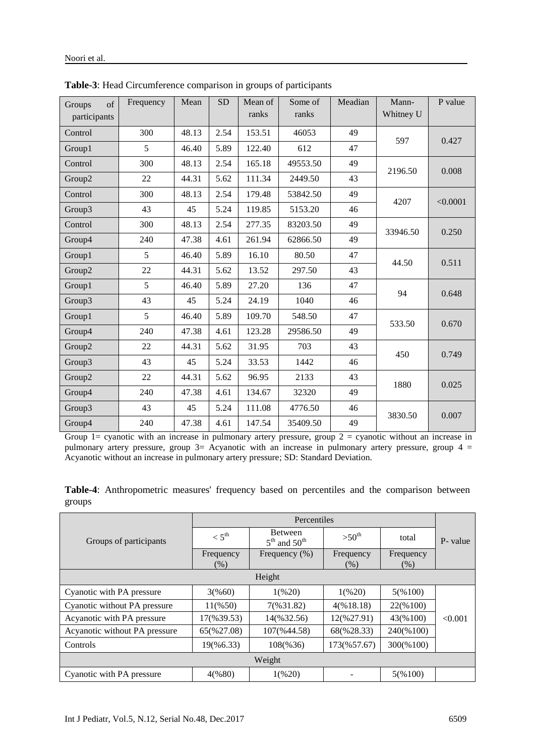**Table-3**: Head Circumference comparison in groups of participants

| Groups of participants | Frequency | Mean | SD | Mean of ranks | Some of ranks | Meadian | Mann-Whitney U | P value |
|---|---|---|---|---|---|---|---|---|
| Control | 300 | 48.13 | 2.54 | 153.51 | 46053 | 49 | 597 | 0.427 |
| Group1 | 5 | 46.40 | 5.89 | 122.40 | 612 | 47 | | |
| Control | 300 | 48.13 | 2.54 | 165.18 | 49553.50 | 49 | 2196.50 | 0.008 |
| Group2 | 22 | 44.31 | 5.62 | 111.34 | 2449.50 | 43 | | |
| Control | 300 | 48.13 | 2.54 | 179.48 | 53842.50 | 49 | 4207 | <0.0001 |
| Group3 | 43 | 45 | 5.24 | 119.85 | 5153.20 | 46 | | |
| Control | 300 | 48.13 | 2.54 | 277.35 | 83203.50 | 49 | 33946.50 | 0.250 |
| Group4 | 240 | 47.38 | 4.61 | 261.94 | 62866.50 | 49 | | |
| Group1 | 5 | 46.40 | 5.89 | 16.10 | 80.50 | 47 | 44.50 | 0.511 |
| Group2 | 22 | 44.31 | 5.62 | 13.52 | 297.50 | 43 | | |
| Group1 | 5 | 46.40 | 5.89 | 27.20 | 136 | 47 | 94 | 0.648 |
| Group3 | 43 | 45 | 5.24 | 24.19 | 1040 | 46 | | |
| Group1 | 5 | 46.40 | 5.89 | 109.70 | 548.50 | 47 | 533.50 | 0.670 |
| Group4 | 240 | 47.38 | 4.61 | 123.28 | 29586.50 | 49 | | |
| Group2 | 22 | 44.31 | 5.62 | 31.95 | 703 | 43 | 450 | 0.749 |
| Group3 | 43 | 45 | 5.24 | 33.53 | 1442 | 46 | | |
| Group2 | 22 | 44.31 | 5.62 | 96.95 | 2133 | 43 | 1880 | 0.025 |
| Group4 | 240 | 47.38 | 4.61 | 134.67 | 32320 | 49 | | |
| Group3 | 43 | 45 | 5.24 | 111.08 | 4776.50 | 46 | 3830.50 | 0.007 |
| Group4 | 240 | 47.38 | 4.61 | 147.54 | 35409.50 | 49 | | |

Group 1= cyanotic with an increase in pulmonary artery pressure, group 2 = cyanotic without an increase in pulmonary artery pressure, group 3= Acyanotic with an increase in pulmonary artery pressure, group 4 = Acyanotic without an increase in pulmonary artery pressure; SD: Standard Deviation.

**Table-4**: Anthropometric measures' frequency based on percentiles and the comparison between groups

| Groups of participants | Percentiles | | | | P- value |
|---|---|---|---|---|---|
| | < $5^{th}$ | Between $5^{th}$ and $50^{th}$ | >$50^{th}$ | total | |
| | Frequency (%) | Frequency (%) | Frequency (%) | Frequency (%) | |
| **Height** | | | | | |
| Cyanotic with PA pressure | 3(%60) | 1(%20) | 1(%20) | 5(%100) | <0.001 |
| Cyanotic without PA pressure | 11(%50) | 7(%31.82) | 4(%18.18) | 22(%100) | |
| Acyanotic with PA pressure | 17(%39.53) | 14(%32.56) | 12(%27.91) | 43(%100) | |
| Acyanotic without PA pressure | 65(%27.08) | 107(%44.58) | 68(%28.33) | 240(%100) | |
| Controls | 19(%6.33) | 108(%36) | 173(%57.67) | 300(%100) | |
| **Weight** | | | | | |
| Cyanotic with PA pressure | 4(%80) | 1(%20) | - | 5(%100) | |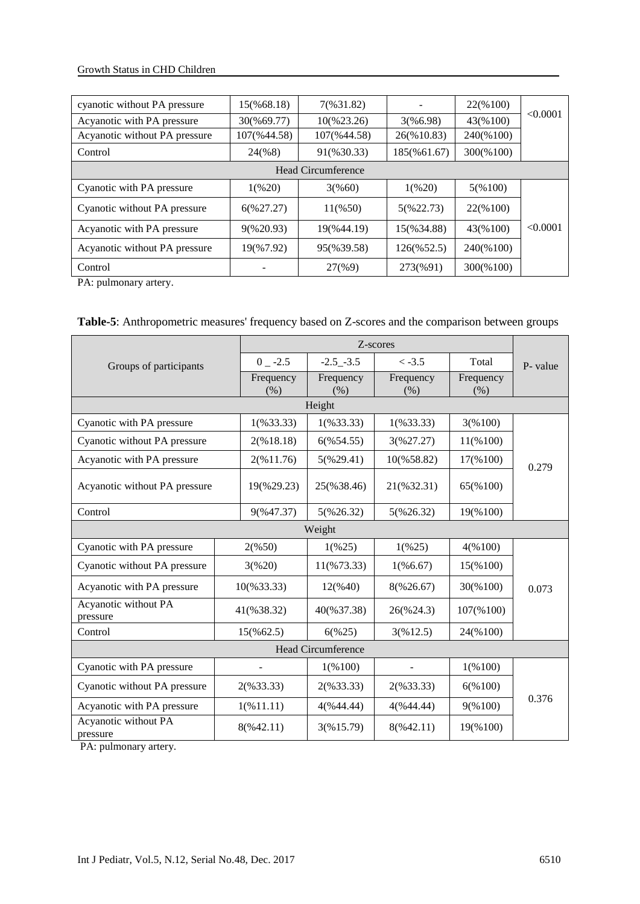| | | | | | |
|---|---|---|---|---|---|
| cyanotic without PA pressure | 15(%68.18) | 7(%31.82) | - | 22(%100) | <0.0001 |
| Acyanotic with PA pressure | 30(%69.77) | 10(%23.26) | 3(%6.98) | 43(%100) | |
| Acyanotic without PA pressure | 107(%44.58) | 107(%44.58) | 26(%10.83) | 240(%100) | |
| Control | 24(%8) | 91(%30.33) | 185(%61.67) | 300(%100) | |
| Head Circumference | | | | | |
| Cyanotic with PA pressure | 1(%20) | 3(%60) | 1(%20) | 5(%100) | <0.0001 |
| Cyanotic without PA pressure | 6(%27.27) | 11(%50) | 5(%22.73) | 22(%100) | |
| Acyanotic with PA pressure | 9(%20.93) | 19(%44.19) | 15(%34.88) | 43(%100) | |
| Acyanotic without PA pressure | 19(%7.92) | 95(%39.58) | 126(%52.5) | 240(%100) | |
| Control | - | 27(%9) | 273(%91) | 300(%100) | |

PA: pulmonary artery.

**Table-5**: Anthropometric measures' frequency based on Z-scores and the comparison between groups

| Groups of participants | Z-scores | | | | P- value |
|---|---|---|---|---|---|
| | 0 _ -2.5 | -2.5_-3.5 | < -3.5 | Total | |
| | Frequency (%) | Frequency (%) | Frequency (%) | Frequency (%) | |
| Height | | | | | |
| Cyanotic with PA pressure | 1(%33.33) | 1(%33.33) | 1(%33.33) | 3(%100) | 0.279 |
| Cyanotic without PA pressure | 2(%18.18) | 6(%54.55) | 3(%27.27) | 11(%100) | |
| Acyanotic with PA pressure | 2(%11.76) | 5(%29.41) | 10(%58.82) | 17(%100) | |
| Acyanotic without PA pressure | 19(%29.23) | 25(%38.46) | 21(%32.31) | 65(%100) | |
| Control | 9(%47.37) | 5(%26.32) | 5(%26.32) | 19(%100) | |
| Weight | | | | | |
| Cyanotic with PA pressure | 2(%50) | 1(%25) | 1(%25) | 4(%100) | 0.073 |
| Cyanotic without PA pressure | 3(%20) | 11(%73.33) | 1(%6.67) | 15(%100) | |
| Acyanotic with PA pressure | 10(%33.33) | 12(%40) | 8(%26.67) | 30(%100) | |
| Acyanotic without PA pressure | 41(%38.32) | 40(%37.38) | 26(%24.3) | 107(%100) | |
| Control | 15(%62.5) | 6(%25) | 3(%12.5) | 24(%100) | |
| Head Circumference | | | | | |
| Cyanotic with PA pressure | - | 1(%100) | - | 1(%100) | 0.376 |
| Cyanotic without PA pressure | 2(%33.33) | 2(%33.33) | 2(%33.33) | 6(%100) | |
| Acyanotic with PA pressure | 1(%11.11) | 4(%44.44) | 4(%44.44) | 9(%100) | |
| Acyanotic without PA pressure | 8(%42.11) | 3(%15.79) | 8(%42.11) | 19(%100) | |

PA: pulmonary artery.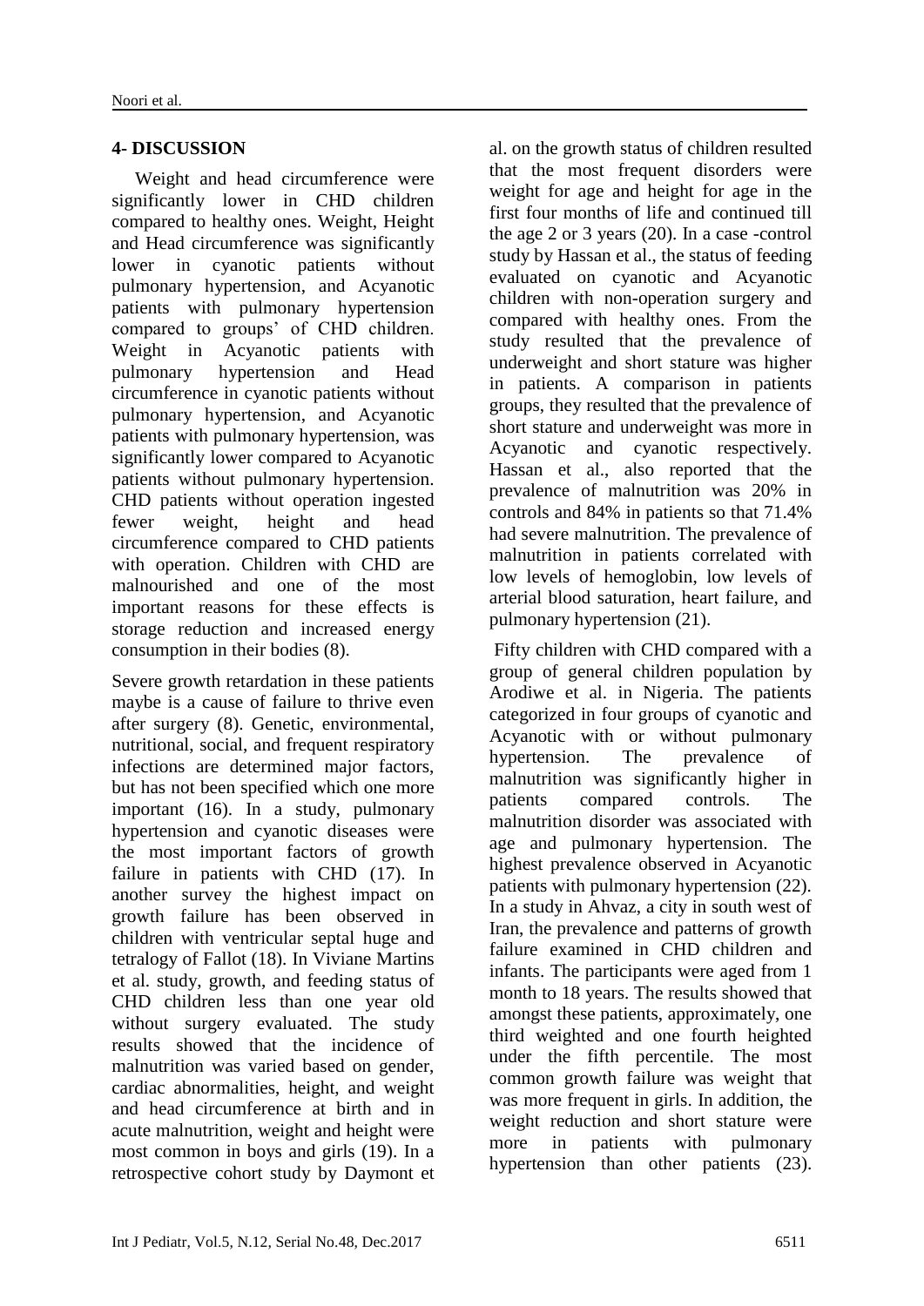## 4- DISCUSSION

Weight and head circumference were significantly lower in CHD children compared to healthy ones. Weight, Height and Head circumference was significantly lower in cyanotic patients without pulmonary hypertension, and Acyanotic patients with pulmonary hypertension compared to groups' of CHD children. Weight in Acyanotic patients with pulmonary hypertension and Head circumference in cyanotic patients without pulmonary hypertension, and Acyanotic patients with pulmonary hypertension, was significantly lower compared to Acyanotic patients without pulmonary hypertension. CHD patients without operation ingested fewer weight, height and head circumference compared to CHD patients with operation. Children with CHD are malnourished and one of the most important reasons for these effects is storage reduction and increased energy consumption in their bodies (8).

Severe growth retardation in these patients maybe is a cause of failure to thrive even after surgery (8). Genetic, environmental, nutritional, social, and frequent respiratory infections are determined major factors, but has not been specified which one more important (16). In a study, pulmonary hypertension and cyanotic diseases were the most important factors of growth failure in patients with CHD (17). In another survey the highest impact on growth failure has been observed in children with ventricular septal huge and tetralogy of Fallot (18). In Viviane Martins et al. study, growth, and feeding status of CHD children less than one year old without surgery evaluated. The study results showed that the incidence of malnutrition was varied based on gender, cardiac abnormalities, height, and weight and head circumference at birth and in acute malnutrition, weight and height were most common in boys and girls (19). In a retrospective cohort study by Daymont et al. on the growth status of children resulted that the most frequent disorders were weight for age and height for age in the first four months of life and continued till the age 2 or 3 years (20). In a case -control study by Hassan et al., the status of feeding evaluated on cyanotic and Acyanotic children with non-operation surgery and compared with healthy ones. From the study resulted that the prevalence of underweight and short stature was higher in patients. A comparison in patients groups, they resulted that the prevalence of short stature and underweight was more in Acyanotic and cyanotic respectively. Hassan et al., also reported that the prevalence of malnutrition was 20% in controls and 84% in patients so that 71.4% had severe malnutrition. The prevalence of malnutrition in patients correlated with low levels of hemoglobin, low levels of arterial blood saturation, heart failure, and pulmonary hypertension (21).

Fifty children with CHD compared with a group of general children population by Arodiwe et al. in Nigeria. The patients categorized in four groups of cyanotic and Acyanotic with or without pulmonary hypertension. The prevalence of malnutrition was significantly higher in patients compared controls. The malnutrition disorder was associated with age and pulmonary hypertension. The highest prevalence observed in Acyanotic patients with pulmonary hypertension (22). In a study in Ahvaz, a city in south west of Iran, the prevalence and patterns of growth failure examined in CHD children and infants. The participants were aged from 1 month to 18 years. The results showed that amongst these patients, approximately, one third weighted and one fourth heighted under the fifth percentile. The most common growth failure was weight that was more frequent in girls. In addition, the weight reduction and short stature were more in patients with pulmonary hypertension than other patients (23).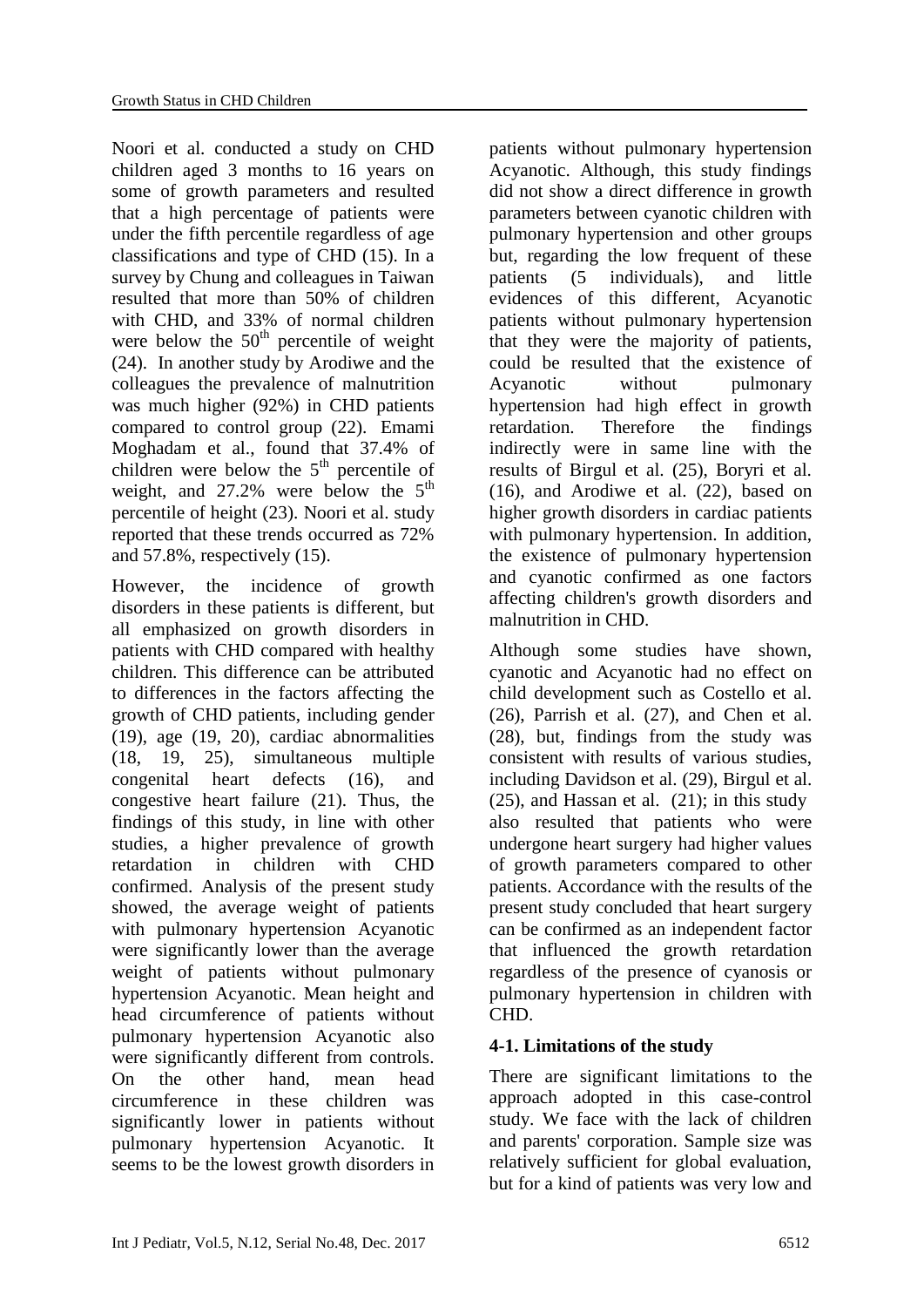Noori et al. conducted a study on CHD children aged 3 months to 16 years on some of growth parameters and resulted that a high percentage of patients were under the fifth percentile regardless of age classifications and type of CHD (15). In a survey by Chung and colleagues in Taiwan resulted that more than 50% of children with CHD, and 33% of normal children were below the $50^{th}$ percentile of weight (24). In another study by Arodiwe and the colleagues the prevalence of malnutrition was much higher (92%) in CHD patients compared to control group (22). Emami Moghadam et al., found that 37.4% of children were below the $5^{th}$ percentile of weight, and 27.2% were below the $5^{th}$ percentile of height (23). Noori et al. study reported that these trends occurred as 72% and 57.8%, respectively (15).

However, the incidence of growth disorders in these patients is different, but all emphasized on growth disorders in patients with CHD compared with healthy children. This difference can be attributed to differences in the factors affecting the growth of CHD patients, including gender (19), age (19, 20), cardiac abnormalities (18, 19, 25), simultaneous multiple congenital heart defects (16), and congestive heart failure (21). Thus, the findings of this study, in line with other studies, a higher prevalence of growth retardation in children with CHD confirmed. Analysis of the present study showed, the average weight of patients with pulmonary hypertension Acyanotic were significantly lower than the average weight of patients without pulmonary hypertension Acyanotic. Mean height and head circumference of patients without pulmonary hypertension Acyanotic also were significantly different from controls. On the other hand, mean head circumference in these children was significantly lower in patients without pulmonary hypertension Acyanotic. It seems to be the lowest growth disorders in patients without pulmonary hypertension Acyanotic. Although, this study findings did not show a direct difference in growth parameters between cyanotic children with pulmonary hypertension and other groups but, regarding the low frequent of these patients (5 individuals), and little evidences of this different, Acyanotic patients without pulmonary hypertension that they were the majority of patients, could be resulted that the existence of Acyanotic without pulmonary hypertension had high effect in growth retardation. Therefore the findings indirectly were in same line with the results of Birgul et al. (25), Boryri et al. (16), and Arodiwe et al. (22), based on higher growth disorders in cardiac patients with pulmonary hypertension. In addition, the existence of pulmonary hypertension and cyanotic confirmed as one factors affecting children's growth disorders and malnutrition in CHD.

Although some studies have shown, cyanotic and Acyanotic had no effect on child development such as Costello et al. (26), Parrish et al. (27), and Chen et al. (28), but, findings from the study was consistent with results of various studies, including Davidson et al. (29), Birgul et al. (25), and Hassan et al. (21); in this study also resulted that patients who were undergone heart surgery had higher values of growth parameters compared to other patients. Accordance with the results of the present study concluded that heart surgery can be confirmed as an independent factor that influenced the growth retardation regardless of the presence of cyanosis or pulmonary hypertension in children with CHD.

### 4-1. Limitations of the study

There are significant limitations to the approach adopted in this case-control study. We face with the lack of children and parents' corporation. Sample size was relatively sufficient for global evaluation, but for a kind of patients was very low and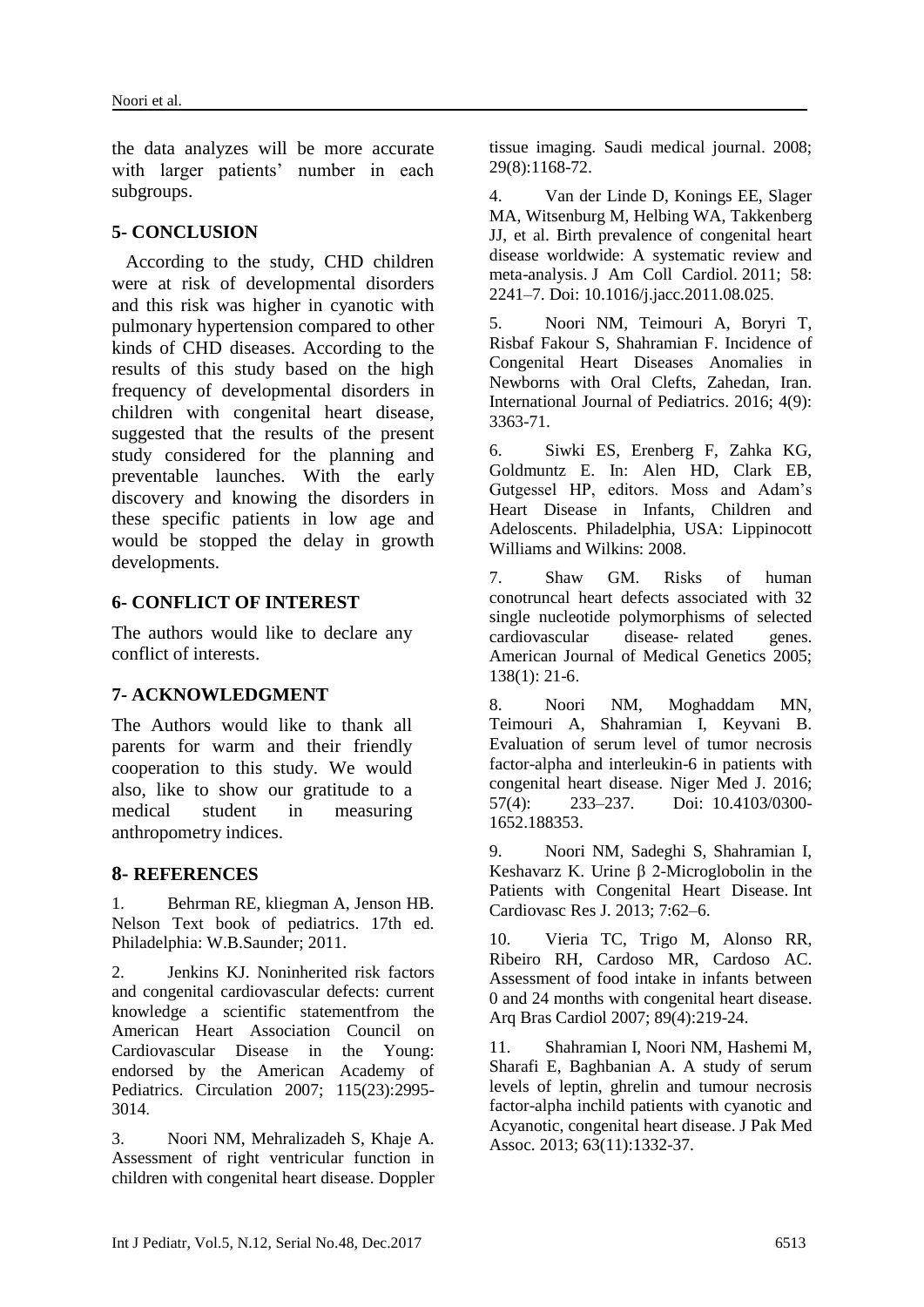the data analyzes will be more accurate with larger patients' number in each subgroups.

## 5- CONCLUSION

According to the study, CHD children were at risk of developmental disorders and this risk was higher in cyanotic with pulmonary hypertension compared to other kinds of CHD diseases. According to the results of this study based on the high frequency of developmental disorders in children with congenital heart disease, suggested that the results of the present study considered for the planning and preventable launches. With the early discovery and knowing the disorders in these specific patients in low age and would be stopped the delay in growth developments.

## 6- CONFLICT OF INTEREST

The authors would like to declare any conflict of interests.

## 7- ACKNOWLEDGMENT

The Authors would like to thank all parents for warm and their friendly cooperation to this study. We would also, like to show our gratitude to a medical student in measuring anthropometry indices.

## 8- REFERENCES

1. Behrman RE, kliegman A, Jenson HB. Nelson Text book of pediatrics. 17th ed. Philadelphia: W.B.Saunder; 2011.

2. Jenkins KJ. Noninherited risk factors and congenital cardiovascular defects: current knowledge a scientific statementfrom the American Heart Association Council on Cardiovascular Disease in the Young: endorsed by the American Academy of Pediatrics. Circulation 2007; 115(23):2995-3014.

3. Noori NM, Mehralizadeh S, Khaje A. Assessment of right ventricular function in children with congenital heart disease. Doppler tissue imaging. Saudi medical journal. 2008; 29(8):1168-72.

4. Van der Linde D, Konings EE, Slager MA, Witsenburg M, Helbing WA, Takkenberg JJ, et al. Birth prevalence of congenital heart disease worldwide: A systematic review and meta-analysis. J Am Coll Cardiol. 2011; 58: 2241–7. Doi: 10.1016/j.jacc.2011.08.025.

5. Noori NM, Teimouri A, Boryri T, Risbaf Fakour S, Shahramian F. Incidence of Congenital Heart Diseases Anomalies in Newborns with Oral Clefts, Zahedan, Iran. International Journal of Pediatrics. 2016; 4(9): 3363-71.

6. Siwki ES, Erenberg F, Zahka KG, Goldmuntz E. In: Alen HD, Clark EB, Gutgessel HP, editors. Moss and Adam's Heart Disease in Infants, Children and Adeloscents. Philadelphia, USA: Lippinocott Williams and Wilkins: 2008.

7. Shaw GM. Risks of human conotruncal heart defects associated with 32 single nucleotide polymorphisms of selected cardiovascular disease- related genes. American Journal of Medical Genetics 2005; 138(1): 21-6.

8. Noori NM, Moghaddam MN, Teimouri A, Shahramian I, Keyvani B. Evaluation of serum level of tumor necrosis factor-alpha and interleukin-6 in patients with congenital heart disease. Niger Med J. 2016; 57(4): 233–237. Doi: 10.4103/0300-1652.188353.

9. Noori NM, Sadeghi S, Shahramian I, Keshavarz K. Urine β 2-Microglobolin in the Patients with Congenital Heart Disease. Int Cardiovasc Res J. 2013; 7:62–6.

10. Vieria TC, Trigo M, Alonso RR, Ribeiro RH, Cardoso MR, Cardoso AC. Assessment of food intake in infants between 0 and 24 months with congenital heart disease. Arq Bras Cardiol 2007; 89(4):219-24.

11. Shahramian I, Noori NM, Hashemi M, Sharafi E, Baghbanian A. A study of serum levels of leptin, ghrelin and tumour necrosis factor-alpha inchild patients with cyanotic and Acyanotic, congenital heart disease. J Pak Med Assoc. 2013; 63(11):1332-37.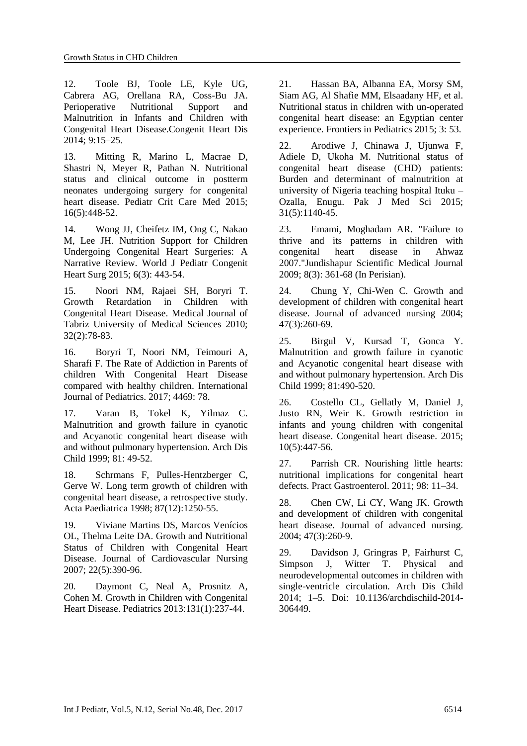12. Toole BJ, Toole LE, Kyle UG, Cabrera AG, Orellana RA, Coss-Bu JA. Perioperative Nutritional Support and Malnutrition in Infants and Children with Congenital Heart Disease.Congenit Heart Dis 2014; 9:15–25.

13. Mitting R, Marino L, Macrae D, Shastri N, Meyer R, Pathan N. Nutritional status and clinical outcome in postterm neonates undergoing surgery for congenital heart disease. Pediatr Crit Care Med 2015; 16(5):448-52.

14. Wong JJ, Cheifetz IM, Ong C, Nakao M, Lee JH. Nutrition Support for Children Undergoing Congenital Heart Surgeries: A Narrative Review. World J Pediatr Congenit Heart Surg 2015; 6(3): 443-54.

15. Noori NM, Rajaei SH, Boryri T. Growth Retardation in Children with Congenital Heart Disease. Medical Journal of Tabriz University of Medical Sciences 2010; 32(2):78-83.

16. Boryri T, Noori NM, Teimouri A, Sharafi F. The Rate of Addiction in Parents of children With Congenital Heart Disease compared with healthy children. International Journal of Pediatrics. 2017; 4469: 78.

17. Varan B, Tokel K, Yilmaz C. Malnutrition and growth failure in cyanotic and Acyanotic congenital heart disease with and without pulmonary hypertension. Arch Dis Child 1999; 81: 49-52.

18. Schrmans F, Pulles-Hentzberger C, Gerve W. Long term growth of children with congenital heart disease, a retrospective study. Acta Paediatrica 1998; 87(12):1250-55.

19. Viviane Martins DS, Marcos Venícios OL, Thelma Leite DA. Growth and Nutritional Status of Children with Congenital Heart Disease. Journal of Cardiovascular Nursing 2007; 22(5):390-96.

20. Daymont C, Neal A, Prosnitz A, Cohen M. Growth in Children with Congenital Heart Disease. Pediatrics 2013:131(1):237-44.

21. Hassan BA, Albanna EA, Morsy SM, Siam AG, Al Shafie MM, Elsaadany HF, et al. Nutritional status in children with un-operated congenital heart disease: an Egyptian center experience. Frontiers in Pediatrics 2015; 3: 53.

22. Arodiwe J, Chinawa J, Ujunwa F, Adiele D, Ukoha M. Nutritional status of congenital heart disease (CHD) patients: Burden and determinant of malnutrition at university of Nigeria teaching hospital Ituku – Ozalla, Enugu. Pak J Med Sci 2015; 31(5):1140-45.

23. Emami, Moghadam AR. "Failure to thrive and its patterns in children with congenital heart disease in Ahwaz 2007."Jundishapur Scientific Medical Journal 2009; 8(3): 361-68 (In Perisian).

24. Chung Y, Chi-Wen C. Growth and development of children with congenital heart disease. Journal of advanced nursing 2004; 47(3):260-69.

25. Birgul V, Kursad T, Gonca Y. Malnutrition and growth failure in cyanotic and Acyanotic congenital heart disease with and without pulmonary hypertension. Arch Dis Child 1999; 81:490-520.

26. Costello CL, Gellatly M, Daniel J, Justo RN, Weir K. Growth restriction in infants and young children with congenital heart disease. Congenital heart disease. 2015; 10(5):447-56.

27. Parrish CR. Nourishing little hearts: nutritional implications for congenital heart defects. Pract Gastroenterol. 2011; 98: 11–34.

28. Chen CW, Li CY, Wang JK. Growth and development of children with congenital heart disease. Journal of advanced nursing. 2004; 47(3):260-9.

29. Davidson J, Gringras P, Fairhurst C, Simpson J, Witter T. Physical and neurodevelopmental outcomes in children with single-ventricle circulation. Arch Dis Child 2014; 1–5. Doi: 10.1136/archdischild-2014-306449.